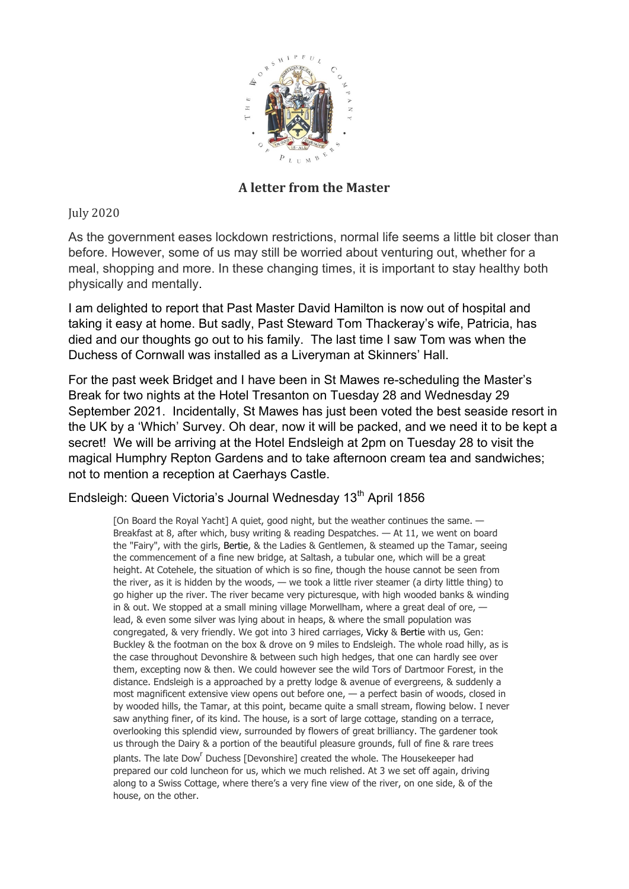## A letter from the Master

July 2020

As the government eases lockdown restrictions, normal life seems a little bit closer than before. However, some of us may still be worried about venturing out, whether for a meal, shopping and more. In these changing times, it is important to stay healthy both physically and mentally.

I am delighted to report that Past Master David Hamilton is now out of hospital and taking it easy at home. But sadly, Past Steward Tom Thackeray's wife, Patricia, has died and our thoughts go out to his family. The last time I saw Tom was when the Duchess of Cornwall was installed as a Liveryman at Skinners' Hall.

For the past week Bridget and I have been in St Mawes re-scheduling the Master's Break for two nights at the Hotel Tresanton on Tuesday 28 and Wednesday 29 September 2021. Incidentally, St Mawes has just been voted the best seaside resort in the UK by a 'Which' Survey. Oh dear, now it will be packed, and we need it to be kept a secret! We will be arriving at the Hotel Endsleigh at 2pm on Tuesday 28 to visit the magical Humphry Repton Gardens and to take afternoon cream tea and sandwiches; not to mention a reception at Caerhays Castle.

### Endsleigh: Queen Victoria's Journal Wednesday 13th April 1856

> [On Board the Royal Yacht] A quiet, good night, but the weather continues the same. — Breakfast at 8, after which, busy writing & reading Despatches. — At 11, we went on board the "Fairy", with the girls, Bertie, & the Ladies & Gentlemen, & steamed up the Tamar, seeing the commencement of a fine new bridge, at Saltash, a tubular one, which will be a great height. At Cotehele, the situation of which is so fine, though the house cannot be seen from the river, as it is hidden by the woods, — we took a little river steamer (a dirty little thing) to go higher up the river. The river became very picturesque, with high wooded banks & winding in & out. We stopped at a small mining village Morwellham, where a great deal of ore, — lead, & even some silver was lying about in heaps, & where the small population was congregated, & very friendly. We got into 3 hired carriages, Vicky & Bertie with us, Gen: Buckley & the footman on the box & drove on 9 miles to Endsleigh. The whole road hilly, as is the case throughout Devonshire & between such high hedges, that one can hardly see over them, excepting now & then. We could however see the wild Tors of Dartmoor Forest, in the distance. Endsleigh is a approached by a pretty lodge & avenue of evergreens, & suddenly a most magnificent extensive view opens out before one, — a perfect basin of woods, closed in by wooded hills, the Tamar, at this point, became quite a small stream, flowing below. I never saw anything finer, of its kind. The house, is a sort of large cottage, standing on a terrace, overlooking this splendid view, surrounded by flowers of great brilliancy. The gardener took us through the Dairy & a portion of the beautiful pleasure grounds, full of fine & rare trees plants. The late Dowr Duchess [Devonshire] created the whole. The Housekeeper had prepared our cold luncheon for us, which we much relished. At 3 we set off again, driving along to a Swiss Cottage, where there's a very fine view of the river, on one side, & of the house, on the other.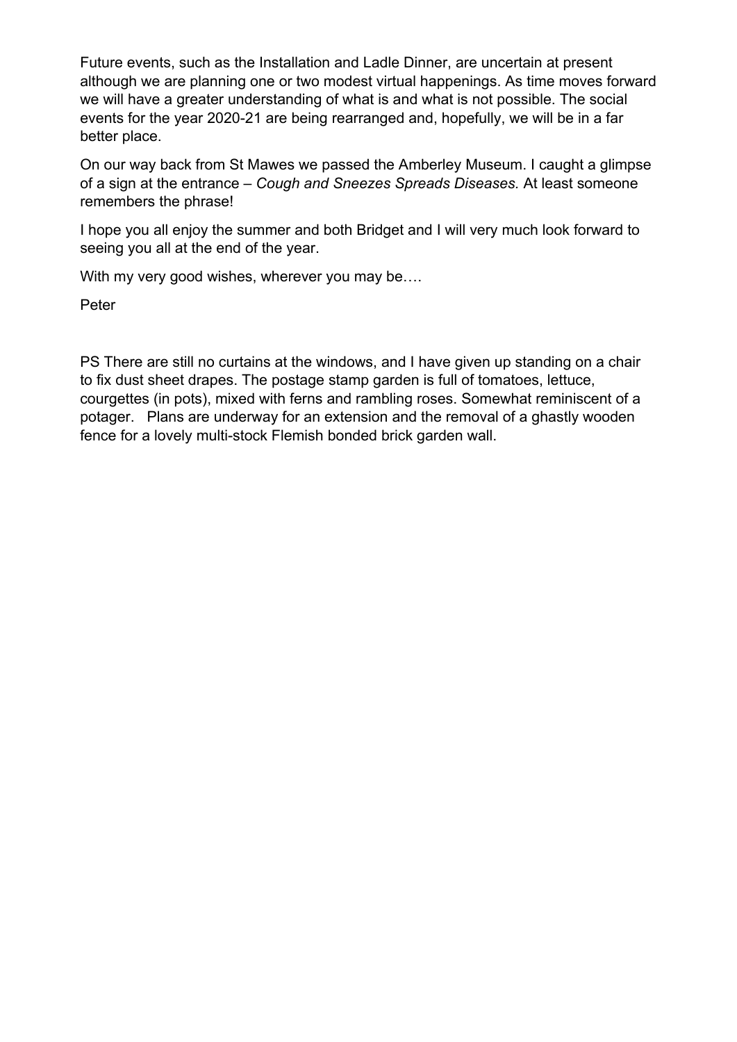Future events, such as the Installation and Ladle Dinner, are uncertain at present although we are planning one or two modest virtual happenings. As time moves forward we will have a greater understanding of what is and what is not possible. The social events for the year 2020-21 are being rearranged and, hopefully, we will be in a far better place.

On our way back from St Mawes we passed the Amberley Museum. I caught a glimpse of a sign at the entrance – *Cough and Sneezes Spreads Diseases.* At least someone remembers the phrase!

I hope you all enjoy the summer and both Bridget and I will very much look forward to seeing you all at the end of the year.

With my very good wishes, wherever you may be….

Peter

PS There are still no curtains at the windows, and I have given up standing on a chair to fix dust sheet drapes. The postage stamp garden is full of tomatoes, lettuce, courgettes (in pots), mixed with ferns and rambling roses. Somewhat reminiscent of a potager. Plans are underway for an extension and the removal of a ghastly wooden fence for a lovely multi-stock Flemish bonded brick garden wall.